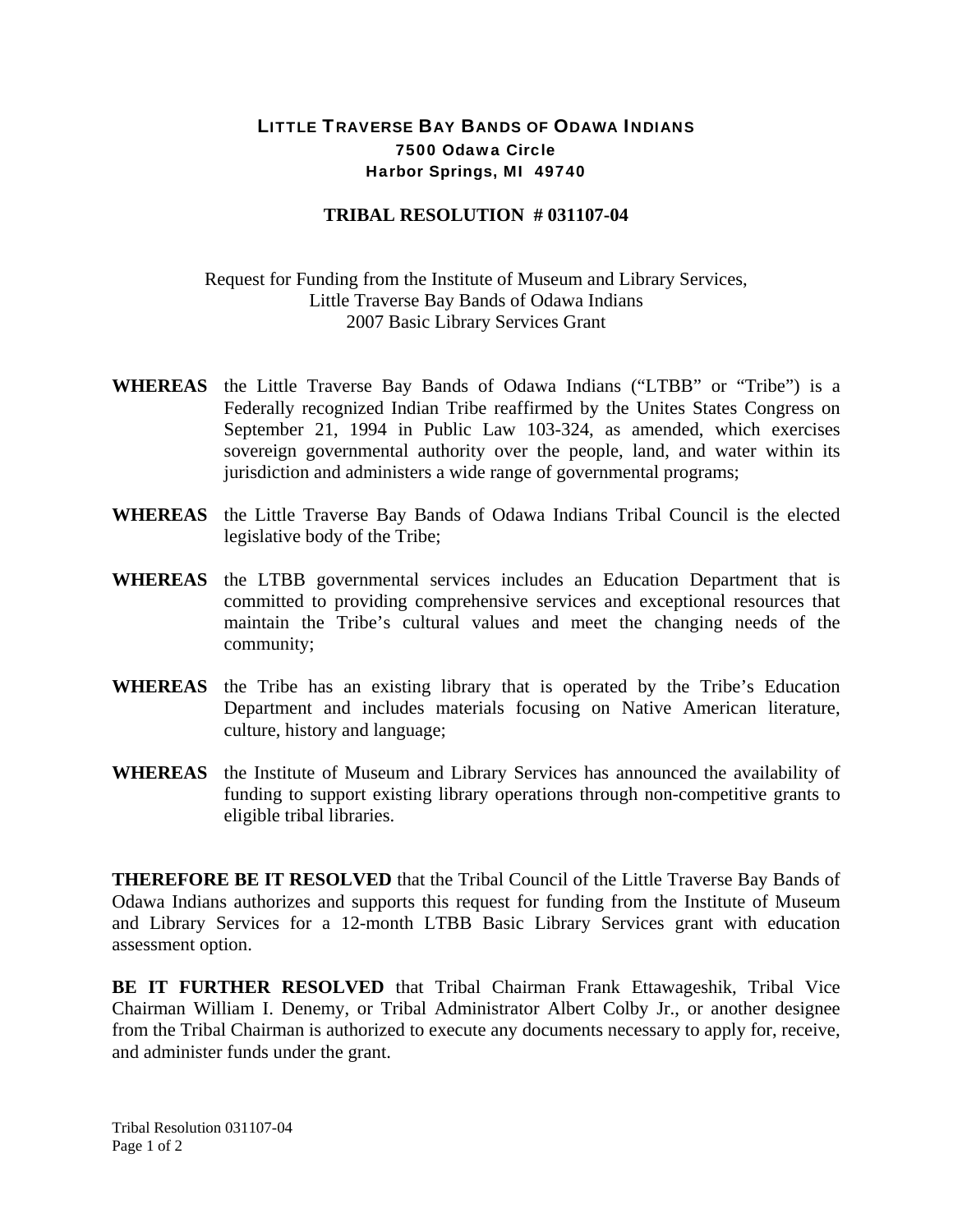# LITTLE TRAVERSE BAY BANDS OF ODAWA INDIANS

**7500 Odawa Circle**
**Harbor Springs, MI 49740**

## TRIBAL RESOLUTION # 031107-04

Request for Funding from the Institute of Museum and Library Services,
Little Traverse Bay Bands of Odawa Indians
2007 Basic Library Services Grant

**WHEREAS** the Little Traverse Bay Bands of Odawa Indians ("LTBB" or "Tribe") is a Federally recognized Indian Tribe reaffirmed by the Unites States Congress on September 21, 1994 in Public Law 103-324, as amended, which exercises sovereign governmental authority over the people, land, and water within its jurisdiction and administers a wide range of governmental programs;

**WHEREAS** the Little Traverse Bay Bands of Odawa Indians Tribal Council is the elected legislative body of the Tribe;

**WHEREAS** the LTBB governmental services includes an Education Department that is committed to providing comprehensive services and exceptional resources that maintain the Tribe's cultural values and meet the changing needs of the community;

**WHEREAS** the Tribe has an existing library that is operated by the Tribe's Education Department and includes materials focusing on Native American literature, culture, history and language;

**WHEREAS** the Institute of Museum and Library Services has announced the availability of funding to support existing library operations through non-competitive grants to eligible tribal libraries.

**THEREFORE BE IT RESOLVED** that the Tribal Council of the Little Traverse Bay Bands of Odawa Indians authorizes and supports this request for funding from the Institute of Museum and Library Services for a 12-month LTBB Basic Library Services grant with education assessment option.

**BE IT FURTHER RESOLVED** that Tribal Chairman Frank Ettawageshik, Tribal Vice Chairman William I. Denemy, or Tribal Administrator Albert Colby Jr., or another designee from the Tribal Chairman is authorized to execute any documents necessary to apply for, receive, and administer funds under the grant.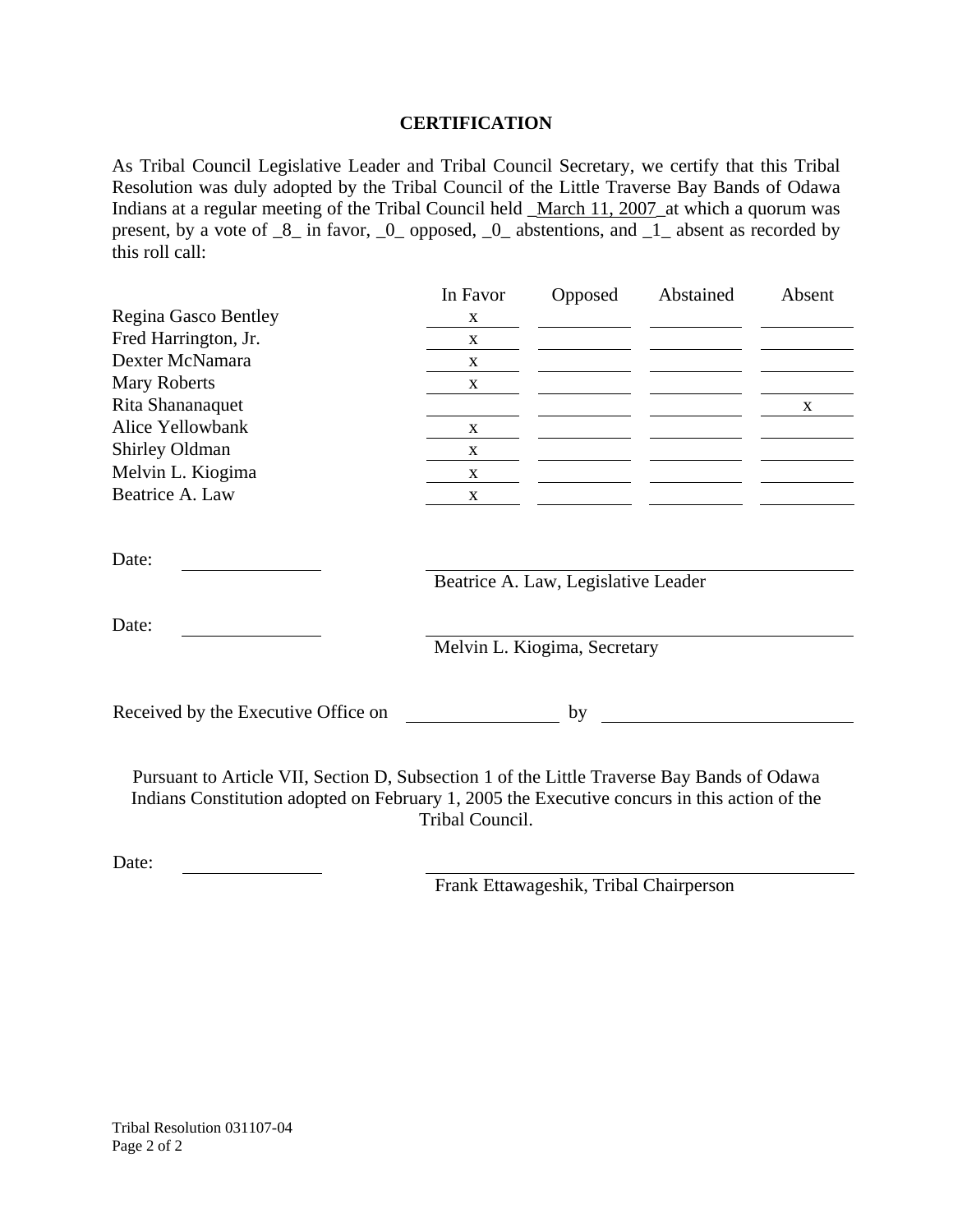**CERTIFICATION**

As Tribal Council Legislative Leader and Tribal Council Secretary, we certify that this Tribal Resolution was duly adopted by the Tribal Council of the Little Traverse Bay Bands of Odawa Indians at a regular meeting of the Tribal Council held _March 11, 2007_ at which a quorum was present, by a vote of _8_ in favor, _0_ opposed, _0_ abstentions, and _1_ absent as recorded by this roll call:

| | In Favor | Opposed | Abstained | Absent |
|---|---|---|---|---|
| Regina Gasco Bentley | x | | | |
| Fred Harrington, Jr. | x | | | |
| Dexter McNamara | x | | | |
| Mary Roberts | x | | | |
| Rita Shananaquet | | | | x |
| Alice Yellowbank | x | | | |
| Shirley Oldman | x | | | |
| Melvin L. Kiogima | x | | | |
| Beatrice A. Law | x | | | |

Date: ______________ ________________________________
Beatrice A. Law, Legislative Leader

Date: ______________ ________________________________
Melvin L. Kiogima, Secretary

Received by the Executive Office on ______________ by ______________________

Pursuant to Article VII, Section D, Subsection 1 of the Little Traverse Bay Bands of Odawa Indians Constitution adopted on February 1, 2005 the Executive concurs in this action of the Tribal Council.

Date: ______________ ________________________________
Frank Ettawageshik, Tribal Chairperson

Tribal Resolution 031107-04